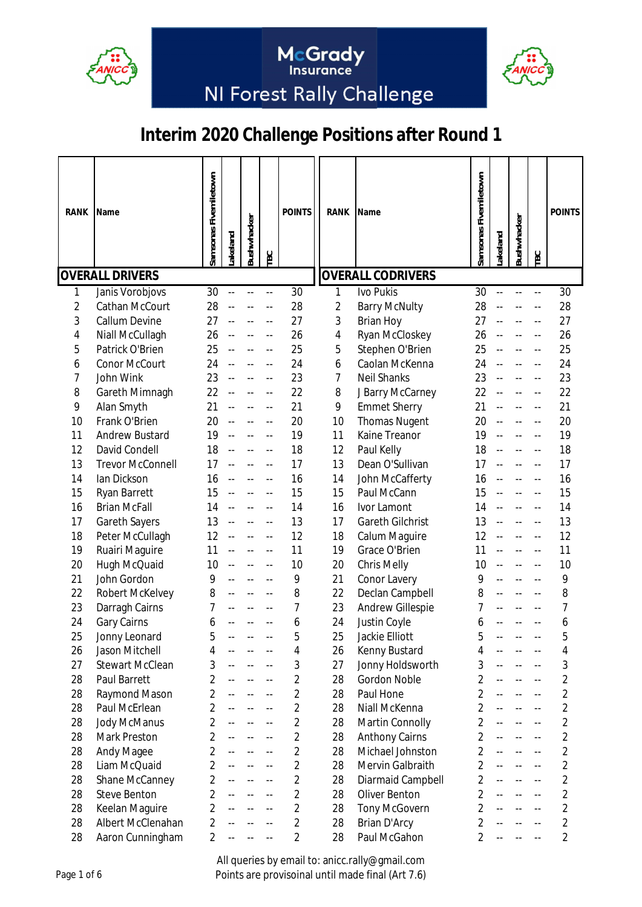McGrady Insurance

NI Forest Rally Challenge

# Interim 2020 Challenge Positions after Round 1

| RANK | Name | Sameonas Fivemiletown | Lakeland | Bushwhacker | TBC | POINTS |
|---|---|---|---|---|---|---|
| **OVERALL DRIVERS** | | | | | | |
| 1 | Janis Vorobjovs | 30 | -- | -- | -- | 30 |
| 2 | Cathan McCourt | 28 | -- | -- | -- | 28 |
| 3 | Callum Devine | 27 | -- | -- | -- | 27 |
| 4 | Niall McCullagh | 26 | -- | -- | -- | 26 |
| 5 | Patrick O'Brien | 25 | -- | -- | -- | 25 |
| 6 | Conor McCourt | 24 | -- | -- | -- | 24 |
| 7 | John Wink | 23 | -- | -- | -- | 23 |
| 8 | Gareth Mimnagh | 22 | -- | -- | -- | 22 |
| 9 | Alan Smyth | 21 | -- | -- | -- | 21 |
| 10 | Frank O'Brien | 20 | -- | -- | -- | 20 |
| 11 | Andrew Bustard | 19 | -- | -- | -- | 19 |
| 12 | David Condell | 18 | -- | -- | -- | 18 |
| 13 | Trevor McConnell | 17 | -- | -- | -- | 17 |
| 14 | Ian Dickson | 16 | -- | -- | -- | 16 |
| 15 | Ryan Barrett | 15 | -- | -- | -- | 15 |
| 16 | Brian McFall | 14 | -- | -- | -- | 14 |
| 17 | Gareth Sayers | 13 | -- | -- | -- | 13 |
| 18 | Peter McCullagh | 12 | -- | -- | -- | 12 |
| 19 | Ruairi Maguire | 11 | -- | -- | -- | 11 |
| 20 | Hugh McQuaid | 10 | -- | -- | -- | 10 |
| 21 | John Gordon | 9 | -- | -- | -- | 9 |
| 22 | Robert McKelvey | 8 | -- | -- | -- | 8 |
| 23 | Darragh Cairns | 7 | -- | -- | -- | 7 |
| 24 | Gary Cairns | 6 | -- | -- | -- | 6 |
| 25 | Jonny Leonard | 5 | -- | -- | -- | 5 |
| 26 | Jason Mitchell | 4 | -- | -- | -- | 4 |
| 27 | Stewart McClean | 3 | -- | -- | -- | 3 |
| 28 | Paul Barrett | 2 | -- | -- | -- | 2 |
| 28 | Raymond Mason | 2 | -- | -- | -- | 2 |
| 28 | Paul McErlean | 2 | -- | -- | -- | 2 |
| 28 | Jody McManus | 2 | -- | -- | -- | 2 |
| 28 | Mark Preston | 2 | -- | -- | -- | 2 |
| 28 | Andy Magee | 2 | -- | -- | -- | 2 |
| 28 | Liam McQuaid | 2 | -- | -- | -- | 2 |
| 28 | Shane McCanney | 2 | -- | -- | -- | 2 |
| 28 | Steve Benton | 2 | -- | -- | -- | 2 |
| 28 | Keelan Maguire | 2 | -- | -- | -- | 2 |
| 28 | Albert McClenahan | 2 | -- | -- | -- | 2 |
| 28 | Aaron Cunningham | 2 | -- | -- | -- | 2 |

| RANK | Name | Sameonas Fivemiletown | Lakeland | Bushwhacker | TBC | POINTS |
|---|---|---|---|---|---|---|
| **OVERALL CODRIVERS** | | | | | | |
| 1 | Ivo Pukis | 30 | -- | -- | -- | 30 |
| 2 | Barry McNulty | 28 | -- | -- | -- | 28 |
| 3 | Brian Hoy | 27 | -- | -- | -- | 27 |
| 4 | Ryan McCloskey | 26 | -- | -- | -- | 26 |
| 5 | Stephen O'Brien | 25 | -- | -- | -- | 25 |
| 6 | Caolan McKenna | 24 | -- | -- | -- | 24 |
| 7 | Neil Shanks | 23 | -- | -- | -- | 23 |
| 8 | J Barry McCarney | 22 | -- | -- | -- | 22 |
| 9 | Emmet Sherry | 21 | -- | -- | -- | 21 |
| 10 | Thomas Nugent | 20 | -- | -- | -- | 20 |
| 11 | Kaine Treanor | 19 | -- | -- | -- | 19 |
| 12 | Paul Kelly | 18 | -- | -- | -- | 18 |
| 13 | Dean O'Sullivan | 17 | -- | -- | -- | 17 |
| 14 | John McCafferty | 16 | -- | -- | -- | 16 |
| 15 | Paul McCann | 15 | -- | -- | -- | 15 |
| 16 | Ivor Lamont | 14 | -- | -- | -- | 14 |
| 17 | Gareth Gilchrist | 13 | -- | -- | -- | 13 |
| 18 | Calum Maguire | 12 | -- | -- | -- | 12 |
| 19 | Grace O'Brien | 11 | -- | -- | -- | 11 |
| 20 | Chris Melly | 10 | -- | -- | -- | 10 |
| 21 | Conor Lavery | 9 | -- | -- | -- | 9 |
| 22 | Declan Campbell | 8 | -- | -- | -- | 8 |
| 23 | Andrew Gillespie | 7 | -- | -- | -- | 7 |
| 24 | Justin Coyle | 6 | -- | -- | -- | 6 |
| 25 | Jackie Elliott | 5 | -- | -- | -- | 5 |
| 26 | Kenny Bustard | 4 | -- | -- | -- | 4 |
| 27 | Jonny Holdsworth | 3 | -- | -- | -- | 3 |
| 28 | Gordon Noble | 2 | -- | -- | -- | 2 |
| 28 | Paul Hone | 2 | -- | -- | -- | 2 |
| 28 | Niall McKenna | 2 | -- | -- | -- | 2 |
| 28 | Martin Connolly | 2 | -- | -- | -- | 2 |
| 28 | Anthony Cairns | 2 | -- | -- | -- | 2 |
| 28 | Michael Johnston | 2 | -- | -- | -- | 2 |
| 28 | Mervin Galbraith | 2 | -- | -- | -- | 2 |
| 28 | Diarmaid Campbell | 2 | -- | -- | -- | 2 |
| 28 | Oliver Benton | 2 | -- | -- | -- | 2 |
| 28 | Tony McGovern | 2 | -- | -- | -- | 2 |
| 28 | Brian D'Arcy | 2 | -- | -- | -- | 2 |
| 28 | Paul McGahon | 2 | -- | -- | -- | 2 |

All queries by email to: anicc.rally@gmail.com

Points are provisoinal until made final (Art 7.6)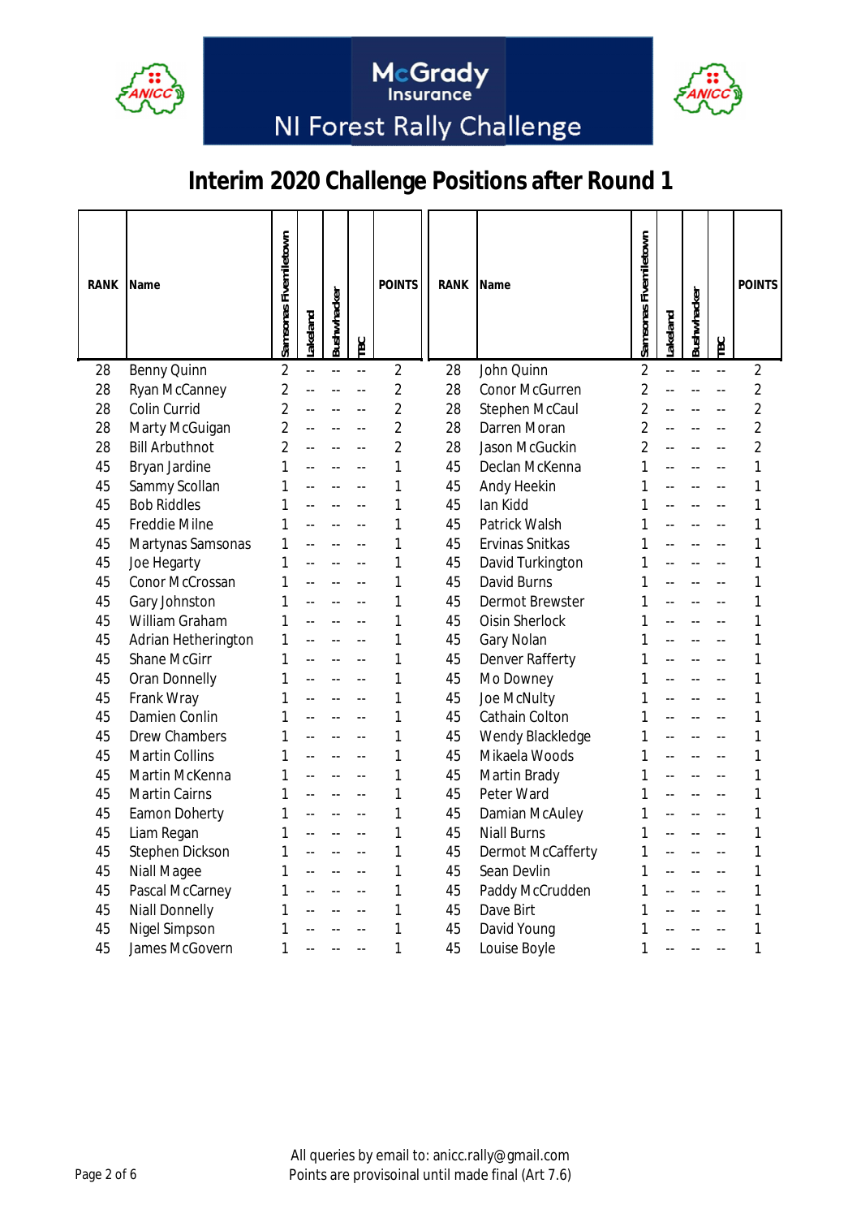McGrady Insurance

NI Forest Rally Challenge

# Interim 2020 Challenge Positions after Round 1

| RANK | Name | Samsonas Fivemiletown | Lakeland | Bushwhacker | TBC | POINTS |
|---|---|---|---|---|---|---|
| 28 | Benny Quinn | 2 | -- | -- | -- | 2 |
| 28 | Ryan McCanney | 2 | -- | -- | -- | 2 |
| 28 | Colin Currid | 2 | -- | -- | -- | 2 |
| 28 | Marty McGuigan | 2 | -- | -- | -- | 2 |
| 28 | Bill Arbuthnot | 2 | -- | -- | -- | 2 |
| 45 | Bryan Jardine | 1 | -- | -- | -- | 1 |
| 45 | Sammy Scollan | 1 | -- | -- | -- | 1 |
| 45 | Bob Riddles | 1 | -- | -- | -- | 1 |
| 45 | Freddie Milne | 1 | -- | -- | -- | 1 |
| 45 | Martynas Samsonas | 1 | -- | -- | -- | 1 |
| 45 | Joe Hegarty | 1 | -- | -- | -- | 1 |
| 45 | Conor McCrossan | 1 | -- | -- | -- | 1 |
| 45 | Gary Johnston | 1 | -- | -- | -- | 1 |
| 45 | William Graham | 1 | -- | -- | -- | 1 |
| 45 | Adrian Hetherington | 1 | -- | -- | -- | 1 |
| 45 | Shane McGirr | 1 | -- | -- | -- | 1 |
| 45 | Oran Donnelly | 1 | -- | -- | -- | 1 |
| 45 | Frank Wray | 1 | -- | -- | -- | 1 |
| 45 | Damien Conlin | 1 | -- | -- | -- | 1 |
| 45 | Drew Chambers | 1 | -- | -- | -- | 1 |
| 45 | Martin Collins | 1 | -- | -- | -- | 1 |
| 45 | Martin McKenna | 1 | -- | -- | -- | 1 |
| 45 | Martin Cairns | 1 | -- | -- | -- | 1 |
| 45 | Eamon Doherty | 1 | -- | -- | -- | 1 |
| 45 | Liam Regan | 1 | -- | -- | -- | 1 |
| 45 | Stephen Dickson | 1 | -- | -- | -- | 1 |
| 45 | Niall Magee | 1 | -- | -- | -- | 1 |
| 45 | Pascal McCarney | 1 | -- | -- | -- | 1 |
| 45 | Niall Donnelly | 1 | -- | -- | -- | 1 |
| 45 | Nigel Simpson | 1 | -- | -- | -- | 1 |
| 45 | James McGovern | 1 | -- | -- | -- | 1 |
| 28 | John Quinn | 2 | -- | -- | -- | 2 |
| 28 | Conor McGurren | 2 | -- | -- | -- | 2 |
| 28 | Stephen McCaul | 2 | -- | -- | -- | 2 |
| 28 | Darren Moran | 2 | -- | -- | -- | 2 |
| 28 | Jason McGuckin | 2 | -- | -- | -- | 2 |
| 45 | Declan McKenna | 1 | -- | -- | -- | 1 |
| 45 | Andy Heekin | 1 | -- | -- | -- | 1 |
| 45 | Ian Kidd | 1 | -- | -- | -- | 1 |
| 45 | Patrick Walsh | 1 | -- | -- | -- | 1 |
| 45 | Ervinas Snitkas | 1 | -- | -- | -- | 1 |
| 45 | David Turkington | 1 | -- | -- | -- | 1 |
| 45 | David Burns | 1 | -- | -- | -- | 1 |
| 45 | Dermot Brewster | 1 | -- | -- | -- | 1 |
| 45 | Oisin Sherlock | 1 | -- | -- | -- | 1 |
| 45 | Gary Nolan | 1 | -- | -- | -- | 1 |
| 45 | Denver Rafferty | 1 | -- | -- | -- | 1 |
| 45 | Mo Downey | 1 | -- | -- | -- | 1 |
| 45 | Joe McNulty | 1 | -- | -- | -- | 1 |
| 45 | Cathain Colton | 1 | -- | -- | -- | 1 |
| 45 | Wendy Blackledge | 1 | -- | -- | -- | 1 |
| 45 | Mikaela Woods | 1 | -- | -- | -- | 1 |
| 45 | Martin Brady | 1 | -- | -- | -- | 1 |
| 45 | Peter Ward | 1 | -- | -- | -- | 1 |
| 45 | Damian McAuley | 1 | -- | -- | -- | 1 |
| 45 | Niall Burns | 1 | -- | -- | -- | 1 |
| 45 | Dermot McCafferty | 1 | -- | -- | -- | 1 |
| 45 | Sean Devlin | 1 | -- | -- | -- | 1 |
| 45 | Paddy McCrudden | 1 | -- | -- | -- | 1 |
| 45 | Dave Birt | 1 | -- | -- | -- | 1 |
| 45 | David Young | 1 | -- | -- | -- | 1 |
| 45 | Louise Boyle | 1 | -- | -- | -- | 1 |

All queries by email to: anicc.rally@gmail.com
Points are provisoinal until made final (Art 7.6)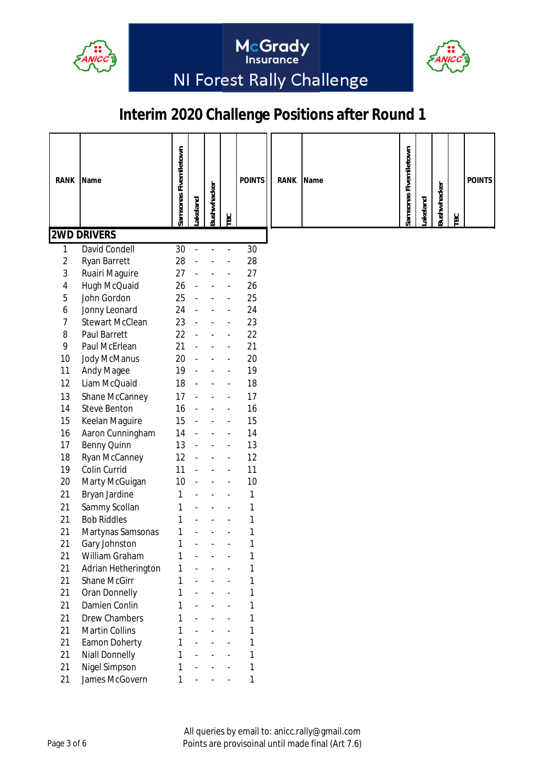McGrady Insurance

NI Forest Rally Challenge

# Interim 2020 Challenge Positions after Round 1

| RANK | Name | Samsonas Fivemiletown | Lakeland | Bushwhacker | TBC | POINTS |
|---|---|---|---|---|---|---|
| **2WD DRIVERS** | | | | | | |
| 1 | David Condell | 30 | - | - | - | 30 |
| 2 | Ryan Barrett | 28 | - | - | - | 28 |
| 3 | Ruairi Maguire | 27 | - | - | - | 27 |
| 4 | Hugh McQuaid | 26 | - | - | - | 26 |
| 5 | John Gordon | 25 | - | - | - | 25 |
| 6 | Jonny Leonard | 24 | - | - | - | 24 |
| 7 | Stewart McClean | 23 | - | - | - | 23 |
| 8 | Paul Barrett | 22 | - | - | - | 22 |
| 9 | Paul McErlean | 21 | - | - | - | 21 |
| 10 | Jody McManus | 20 | - | - | - | 20 |
| 11 | Andy Magee | 19 | - | - | - | 19 |
| 12 | Liam McQuaid | 18 | - | - | - | 18 |
| 13 | Shane McCanney | 17 | - | - | - | 17 |
| 14 | Steve Benton | 16 | - | - | - | 16 |
| 15 | Keelan Maguire | 15 | - | - | - | 15 |
| 16 | Aaron Cunningham | 14 | - | - | - | 14 |
| 17 | Benny Quinn | 13 | - | - | - | 13 |
| 18 | Ryan McCanney | 12 | - | - | - | 12 |
| 19 | Colin Currid | 11 | - | - | - | 11 |
| 20 | Marty McGuigan | 10 | - | - | - | 10 |
| 21 | Bryan Jardine | 1 | - | - | - | 1 |
| 21 | Sammy Scollan | 1 | - | - | - | 1 |
| 21 | Bob Riddles | 1 | - | - | - | 1 |
| 21 | Martynas Samsonas | 1 | - | - | - | 1 |
| 21 | Gary Johnston | 1 | - | - | - | 1 |
| 21 | William Graham | 1 | - | - | - | 1 |
| 21 | Adrian Hetherington | 1 | - | - | - | 1 |
| 21 | Shane McGirr | 1 | - | - | - | 1 |
| 21 | Oran Donnelly | 1 | - | - | - | 1 |
| 21 | Damien Conlin | 1 | - | - | - | 1 |
| 21 | Drew Chambers | 1 | - | - | - | 1 |
| 21 | Martin Collins | 1 | - | - | - | 1 |
| 21 | Eamon Doherty | 1 | - | - | - | 1 |
| 21 | Niall Donnelly | 1 | - | - | - | 1 |
| 21 | Nigel Simpson | 1 | - | - | - | 1 |
| 21 | James McGovern | 1 | - | - | - | 1 |

| RANK | Name | Samsonas Fivemiletown | Lakeland | Bushwhacker | TBC | POINTS |
|---|---|---|---|---|---|---|

All queries by email to: anicc.rally@gmail.com
Points are provisoinal until made final (Art 7.6)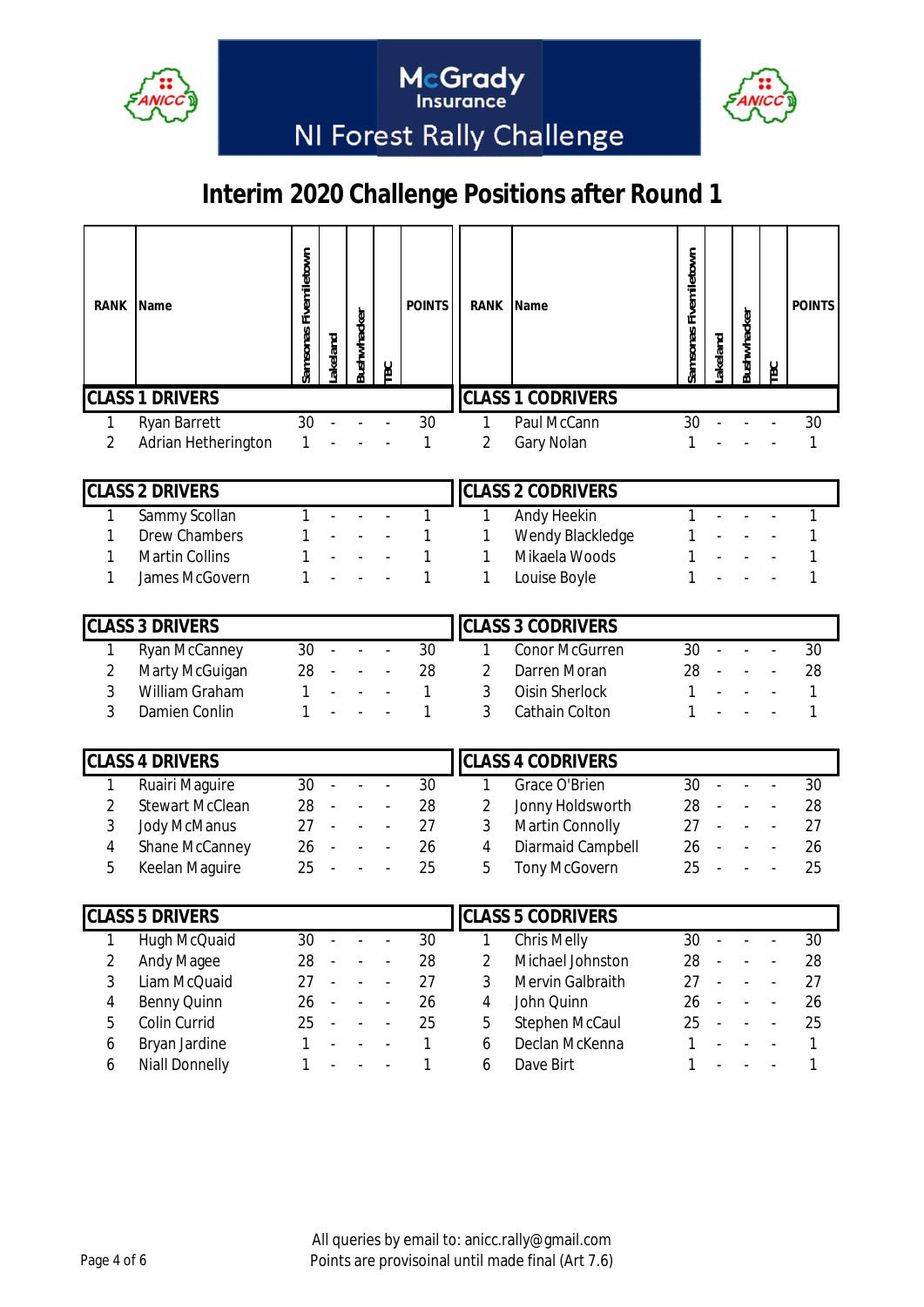McGrady Insurance

NI Forest Rally Challenge

# Interim 2020 Challenge Positions after Round 1

| RANK | Name | Sameonas Fivemiletown | Lakeland | Bushwhacker | TBC | POINTS |
|---|---|---|---|---|---|---|
| **CLASS 1 DRIVERS** | | | | | | |
| 1 | Ryan Barrett | 30 | - | - | - | 30 |
| 2 | Adrian Hetherington | 1 | - | - | - | 1 |
| **CLASS 2 DRIVERS** | | | | | | |
| 1 | Sammy Scollan | 1 | - | - | - | 1 |
| 1 | Drew Chambers | 1 | - | - | - | 1 |
| 1 | Martin Collins | 1 | - | - | - | 1 |
| 1 | James McGovern | 1 | - | - | - | 1 |
| **CLASS 3 DRIVERS** | | | | | | |
| 1 | Ryan McCanney | 30 | - | - | - | 30 |
| 2 | Marty McGuigan | 28 | - | - | - | 28 |
| 3 | William Graham | 1 | - | - | - | 1 |
| 3 | Damien Conlin | 1 | - | - | - | 1 |
| **CLASS 4 DRIVERS** | | | | | | |
| 1 | Ruairi Maguire | 30 | - | - | - | 30 |
| 2 | Stewart McClean | 28 | - | - | - | 28 |
| 3 | Jody McManus | 27 | - | - | - | 27 |
| 4 | Shane McCanney | 26 | - | - | - | 26 |
| 5 | Keelan Maguire | 25 | - | - | - | 25 |
| **CLASS 5 DRIVERS** | | | | | | |
| 1 | Hugh McQuaid | 30 | - | - | - | 30 |
| 2 | Andy Magee | 28 | - | - | - | 28 |
| 3 | Liam McQuaid | 27 | - | - | - | 27 |
| 4 | Benny Quinn | 26 | - | - | - | 26 |
| 5 | Colin Currid | 25 | - | - | - | 25 |
| 6 | Bryan Jardine | 1 | - | - | - | 1 |
| 6 | Niall Donnelly | 1 | - | - | - | 1 |

| RANK | Name | Sameonas Fivemiletown | Lakeland | Bushwhacker | TBC | POINTS |
|---|---|---|---|---|---|---|
| **CLASS 1 CODRIVERS** | | | | | | |
| 1 | Paul McCann | 30 | - | - | - | 30 |
| 2 | Gary Nolan | 1 | - | - | - | 1 |
| **CLASS 2 CODRIVERS** | | | | | | |
| 1 | Andy Heekin | 1 | - | - | - | 1 |
| 1 | Wendy Blackledge | 1 | - | - | - | 1 |
| 1 | Mikaela Woods | 1 | - | - | - | 1 |
| 1 | Louise Boyle | 1 | - | - | - | 1 |
| **CLASS 3 CODRIVERS** | | | | | | |
| 1 | Conor McGurren | 30 | - | - | - | 30 |
| 2 | Darren Moran | 28 | - | - | - | 28 |
| 3 | Oisin Sherlock | 1 | - | - | - | 1 |
| 3 | Cathain Colton | 1 | - | - | - | 1 |
| **CLASS 4 CODRIVERS** | | | | | | |
| 1 | Grace O'Brien | 30 | - | - | - | 30 |
| 2 | Jonny Holdsworth | 28 | - | - | - | 28 |
| 3 | Martin Connolly | 27 | - | - | - | 27 |
| 4 | Diarmaid Campbell | 26 | - | - | - | 26 |
| 5 | Tony McGovern | 25 | - | - | - | 25 |
| **CLASS 5 CODRIVERS** | | | | | | |
| 1 | Chris Melly | 30 | - | - | - | 30 |
| 2 | Michael Johnston | 28 | - | - | - | 28 |
| 3 | Mervin Galbraith | 27 | - | - | - | 27 |
| 4 | John Quinn | 26 | - | - | - | 26 |
| 5 | Stephen McCaul | 25 | - | - | - | 25 |
| 6 | Declan McKenna | 1 | - | - | - | 1 |
| 6 | Dave Birt | 1 | - | - | - | 1 |

All queries by email to: anicc.rally@gmail.com
Points are provisoinal until made final (Art 7.6)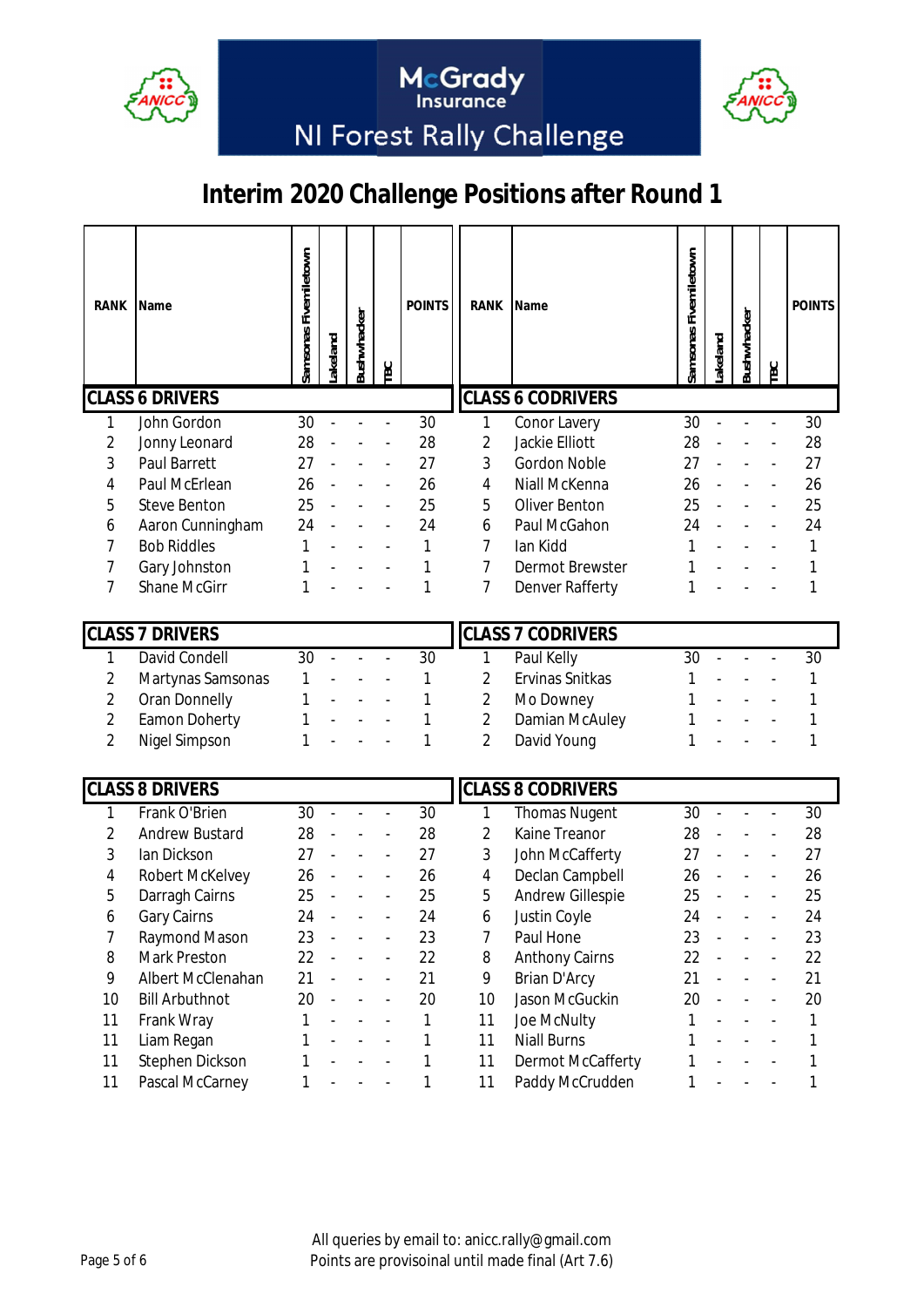McGrady Insurance

NI Forest Rally Challenge

# Interim 2020 Challenge Positions after Round 1

| RANK | Name | Samsonas Fivemiletown | Lakeland | Bushwhacker | TBC | POINTS |
|---|---|---|---|---|---|---|
| **CLASS 6 DRIVERS** | | | | | | |
| 1 | John Gordon | 30 | - | - | - | 30 |
| 2 | Jonny Leonard | 28 | - | - | - | 28 |
| 3 | Paul Barrett | 27 | - | - | - | 27 |
| 4 | Paul McErlean | 26 | - | - | - | 26 |
| 5 | Steve Benton | 25 | - | - | - | 25 |
| 6 | Aaron Cunningham | 24 | - | - | - | 24 |
| 7 | Bob Riddles | 1 | - | - | - | 1 |
| 7 | Gary Johnston | 1 | - | - | - | 1 |
| 7 | Shane McGirr | 1 | - | - | - | 1 |
| **CLASS 7 DRIVERS** | | | | | | |
| 1 | David Condell | 30 | - | - | - | 30 |
| 2 | Martynas Samsonas | 1 | - | - | - | 1 |
| 2 | Oran Donnelly | 1 | - | - | - | 1 |
| 2 | Eamon Doherty | 1 | - | - | - | 1 |
| 2 | Nigel Simpson | 1 | - | - | - | 1 |
| **CLASS 8 DRIVERS** | | | | | | |
| 1 | Frank O'Brien | 30 | - | - | - | 30 |
| 2 | Andrew Bustard | 28 | - | - | - | 28 |
| 3 | Ian Dickson | 27 | - | - | - | 27 |
| 4 | Robert McKelvey | 26 | - | - | - | 26 |
| 5 | Darragh Cairns | 25 | - | - | - | 25 |
| 6 | Gary Cairns | 24 | - | - | - | 24 |
| 7 | Raymond Mason | 23 | - | - | - | 23 |
| 8 | Mark Preston | 22 | - | - | - | 22 |
| 9 | Albert McClenahan | 21 | - | - | - | 21 |
| 10 | Bill Arbuthnot | 20 | - | - | - | 20 |
| 11 | Frank Wray | 1 | - | - | - | 1 |
| 11 | Liam Regan | 1 | - | - | - | 1 |
| 11 | Stephen Dickson | 1 | - | - | - | 1 |
| 11 | Pascal McCarney | 1 | - | - | - | 1 |

| RANK | Name | Samsonas Fivemiletown | Lakeland | Bushwhacker | TBC | POINTS |
|---|---|---|---|---|---|---|
| **CLASS 6 CODRIVERS** | | | | | | |
| 1 | Conor Lavery | 30 | - | - | - | 30 |
| 2 | Jackie Elliott | 28 | - | - | - | 28 |
| 3 | Gordon Noble | 27 | - | - | - | 27 |
| 4 | Niall McKenna | 26 | - | - | - | 26 |
| 5 | Oliver Benton | 25 | - | - | - | 25 |
| 6 | Paul McGahon | 24 | - | - | - | 24 |
| 7 | Ian Kidd | 1 | - | - | - | 1 |
| 7 | Dermot Brewster | 1 | - | - | - | 1 |
| 7 | Denver Rafferty | 1 | - | - | - | 1 |
| **CLASS 7 CODRIVERS** | | | | | | |
| 1 | Paul Kelly | 30 | - | - | - | 30 |
| 2 | Ervinas Snitkas | 1 | - | - | - | 1 |
| 2 | Mo Downey | 1 | - | - | - | 1 |
| 2 | Damian McAuley | 1 | - | - | - | 1 |
| 2 | David Young | 1 | - | - | - | 1 |
| **CLASS 8 CODRIVERS** | | | | | | |
| 1 | Thomas Nugent | 30 | - | - | - | 30 |
| 2 | Kaine Treanor | 28 | - | - | - | 28 |
| 3 | John McCafferty | 27 | - | - | - | 27 |
| 4 | Declan Campbell | 26 | - | - | - | 26 |
| 5 | Andrew Gillespie | 25 | - | - | - | 25 |
| 6 | Justin Coyle | 24 | - | - | - | 24 |
| 7 | Paul Hone | 23 | - | - | - | 23 |
| 8 | Anthony Cairns | 22 | - | - | - | 22 |
| 9 | Brian D'Arcy | 21 | - | - | - | 21 |
| 10 | Jason McGuckin | 20 | - | - | - | 20 |
| 11 | Joe McNulty | 1 | - | - | - | 1 |
| 11 | Niall Burns | 1 | - | - | - | 1 |
| 11 | Dermot McCafferty | 1 | - | - | - | 1 |
| 11 | Paddy McCrudden | 1 | - | - | - | 1 |

All queries by email to: anicc.rally@gmail.com
Points are provisoinal until made final (Art 7.6)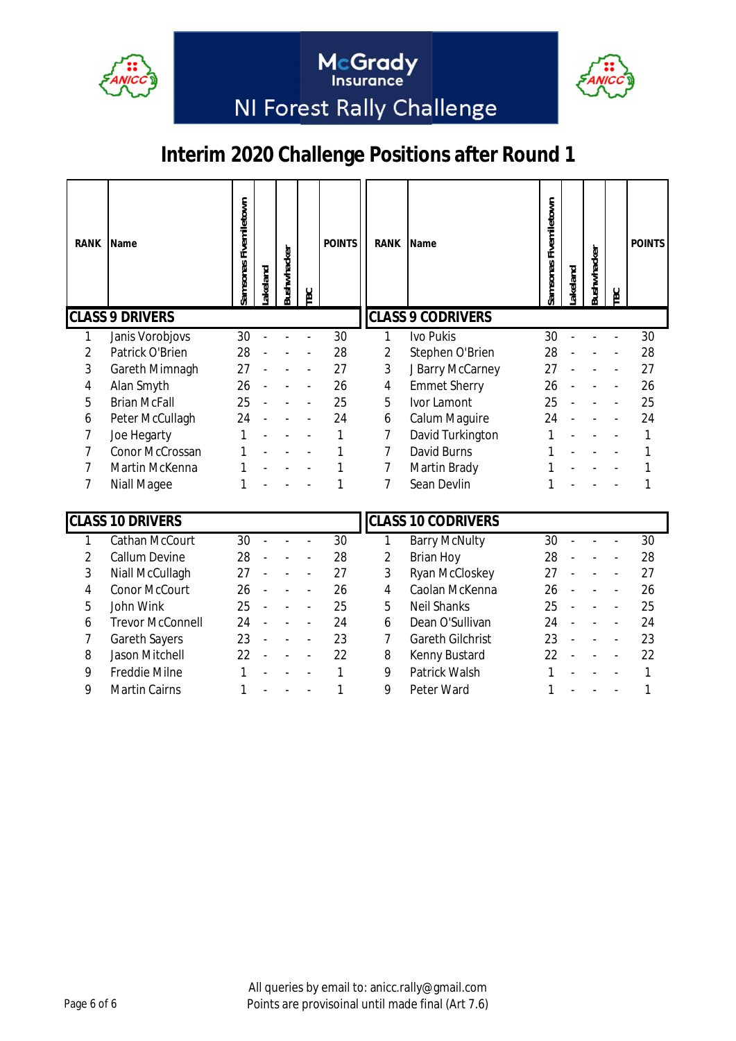McGrady Insurance

NI Forest Rally Challenge

# Interim 2020 Challenge Positions after Round 1

| RANK | Name | Sarsonas Fivemiletown | Lakeland | Bushwhacker | TBC | POINTS |
|---|---|---|---|---|---|---|
| **CLASS 9 DRIVERS** | | | | | | |
| 1 | Janis Vorobjovs | 30 | - | - | - | 30 |
| 2 | Patrick O'Brien | 28 | - | - | - | 28 |
| 3 | Gareth Mimnagh | 27 | - | - | - | 27 |
| 4 | Alan Smyth | 26 | - | - | - | 26 |
| 5 | Brian McFall | 25 | - | - | - | 25 |
| 6 | Peter McCullagh | 24 | - | - | - | 24 |
| 7 | Joe Hegarty | 1 | - | - | - | 1 |
| 7 | Conor McCrossan | 1 | - | - | - | 1 |
| 7 | Martin McKenna | 1 | - | - | - | 1 |
| 7 | Niall Magee | 1 | - | - | - | 1 |

| RANK | Name | Sarsonas Fivemiletown | Lakeland | Bushwhacker | TBC | POINTS |
|---|---|---|---|---|---|---|
| **CLASS 9 CODRIVERS** | | | | | | |
| 1 | Ivo Pukis | 30 | - | - | - | 30 |
| 2 | Stephen O'Brien | 28 | - | - | - | 28 |
| 3 | J Barry McCarney | 27 | - | - | - | 27 |
| 4 | Emmet Sherry | 26 | - | - | - | 26 |
| 5 | Ivor Lamont | 25 | - | - | - | 25 |
| 6 | Calum Maguire | 24 | - | - | - | 24 |
| 7 | David Turkington | 1 | - | - | - | 1 |
| 7 | David Burns | 1 | - | - | - | 1 |
| 7 | Martin Brady | 1 | - | - | - | 1 |
| 7 | Sean Devlin | 1 | - | - | - | 1 |

| RANK | Name | Sarsonas Fivemiletown | Lakeland | Bushwhacker | TBC | POINTS |
|---|---|---|---|---|---|---|
| **CLASS 10 DRIVERS** | | | | | | |
| 1 | Cathan McCourt | 30 | - | - | - | 30 |
| 2 | Callum Devine | 28 | - | - | - | 28 |
| 3 | Niall McCullagh | 27 | - | - | - | 27 |
| 4 | Conor McCourt | 26 | - | - | - | 26 |
| 5 | John Wink | 25 | - | - | - | 25 |
| 6 | Trevor McConnell | 24 | - | - | - | 24 |
| 7 | Gareth Sayers | 23 | - | - | - | 23 |
| 8 | Jason Mitchell | 22 | - | - | - | 22 |
| 9 | Freddie Milne | 1 | - | - | - | 1 |
| 9 | Martin Cairns | 1 | - | - | - | 1 |

| RANK | Name | Sarsonas Fivemiletown | Lakeland | Bushwhacker | TBC | POINTS |
|---|---|---|---|---|---|---|
| **CLASS 10 CODRIVERS** | | | | | | |
| 1 | Barry McNulty | 30 | - | - | - | 30 |
| 2 | Brian Hoy | 28 | - | - | - | 28 |
| 3 | Ryan McCloskey | 27 | - | - | - | 27 |
| 4 | Caolan McKenna | 26 | - | - | - | 26 |
| 5 | Neil Shanks | 25 | - | - | - | 25 |
| 6 | Dean O'Sullivan | 24 | - | - | - | 24 |
| 7 | Gareth Gilchrist | 23 | - | - | - | 23 |
| 8 | Kenny Bustard | 22 | - | - | - | 22 |
| 9 | Patrick Walsh | 1 | - | - | - | 1 |
| 9 | Peter Ward | 1 | - | - | - | 1 |

All queries by email to: anicc.rally@gmail.com
Points are provisoinal until made final (Art 7.6)